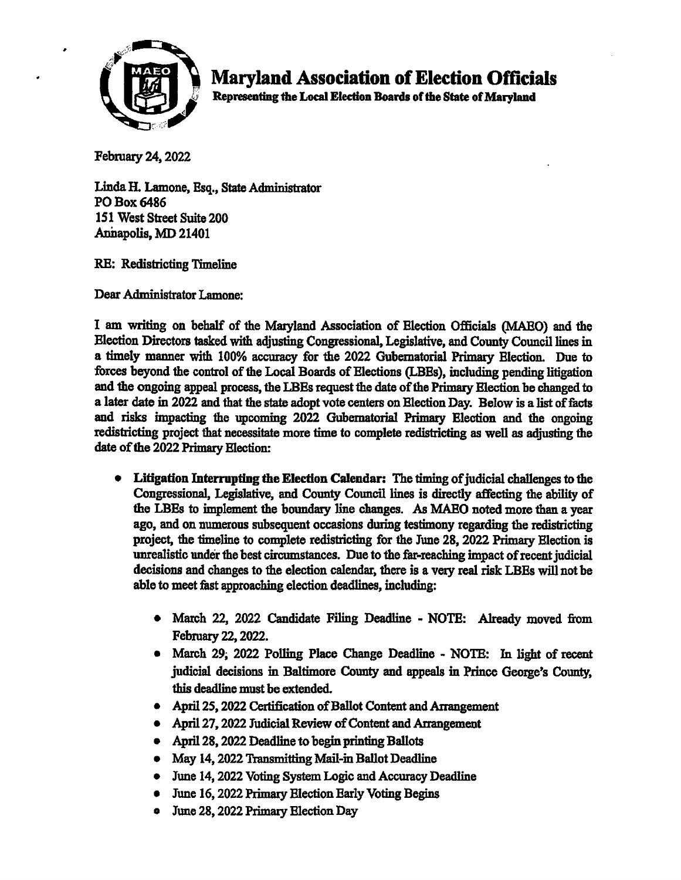# Maryland Association of Election Officials

**Representing the Local Election Boards of the State of Maryland**

February 24, 2022

Linda H. Lamone, Esq., State Administrator
PO Box 6486
151 West Street Suite 200
Annapolis, MD 21401

RE: Redistricting Timeline

Dear Administrator Lamone:

I am writing on behalf of the Maryland Association of Election Officials (MAEO) and the Election Directors tasked with adjusting Congressional, Legislative, and County Council lines in a timely manner with 100% accuracy for the 2022 Gubernatorial Primary Election. Due to forces beyond the control of the Local Boards of Elections (LBEs), including pending litigation and the ongoing appeal process, the LBEs request the date of the Primary Election be changed to a later date in 2022 and that the state adopt vote centers on Election Day. Below is a list of facts and risks impacting the upcoming 2022 Gubernatorial Primary Election and the ongoing redistricting project that necessitate more time to complete redistricting as well as adjusting the date of the 2022 Primary Election:

- **Litigation Interrupting the Election Calendar:** The timing of judicial challenges to the Congressional, Legislative, and County Council lines is directly affecting the ability of the LBEs to implement the boundary line changes. As MAEO noted more than a year ago, and on numerous subsequent occasions during testimony regarding the redistricting project, the timeline to complete redistricting for the June 28, 2022 Primary Election is unrealistic under the best circumstances. Due to the far-reaching impact of recent judicial decisions and changes to the election calendar, there is a very real risk LBEs will not be able to meet fast approaching election deadlines, including:
  - March 22, 2022 Candidate Filing Deadline - NOTE: Already moved from February 22, 2022.
  - March 29, 2022 Polling Place Change Deadline - NOTE: In light of recent judicial decisions in Baltimore County and appeals in Prince George's County, this deadline must be extended.
  - April 25, 2022 Certification of Ballot Content and Arrangement
  - April 27, 2022 Judicial Review of Content and Arrangement
  - April 28, 2022 Deadline to begin printing Ballots
  - May 14, 2022 Transmitting Mail-in Ballot Deadline
  - June 14, 2022 Voting System Logic and Accuracy Deadline
  - June 16, 2022 Primary Election Early Voting Begins
  - June 28, 2022 Primary Election Day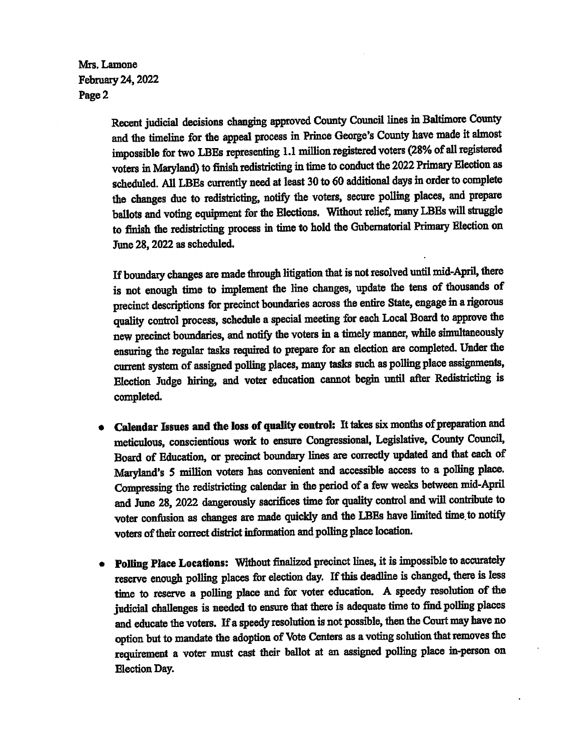Recent judicial decisions changing approved County Council lines in Baltimore County and the timeline for the appeal process in Prince George's County have made it almost impossible for two LBEs representing 1.1 million registered voters (28% of all registered voters in Maryland) to finish redistricting in time to conduct the 2022 Primary Election as scheduled. All LBEs currently need at least 30 to 60 additional days in order to complete the changes due to redistricting, notify the voters, secure polling places, and prepare ballots and voting equipment for the Elections. Without relief, many LBEs will struggle to finish the redistricting process in time to hold the Gubernatorial Primary Election on June 28, 2022 as scheduled.

If boundary changes are made through litigation that is not resolved until mid-April, there is not enough time to implement the line changes, update the tens of thousands of precinct descriptions for precinct boundaries across the entire State, engage in a rigorous quality control process, schedule a special meeting for each Local Board to approve the new precinct boundaries, and notify the voters in a timely manner, while simultaneously ensuring the regular tasks required to prepare for an election are completed. Under the current system of assigned polling places, many tasks such as polling place assignments, Election Judge hiring, and voter education cannot begin until after Redistricting is completed.

- **Calendar Issues and the loss of quality control:** It takes six months of preparation and meticulous, conscientious work to ensure Congressional, Legislative, County Council, Board of Education, or precinct boundary lines are correctly updated and that each of Maryland's 5 million voters has convenient and accessible access to a polling place. Compressing the redistricting calendar in the period of a few weeks between mid-April and June 28, 2022 dangerously sacrifices time for quality control and will contribute to voter confusion as changes are made quickly and the LBEs have limited time to notify voters of their correct district information and polling place location.

- **Polling Place Locations:** Without finalized precinct lines, it is impossible to accurately reserve enough polling places for election day. If this deadline is changed, there is less time to reserve a polling place and for voter education. A speedy resolution of the judicial challenges is needed to ensure that there is adequate time to find polling places and educate the voters. If a speedy resolution is not possible, then the Court may have no option but to mandate the adoption of Vote Centers as a voting solution that removes the requirement a voter must cast their ballot at an assigned polling place in-person on Election Day.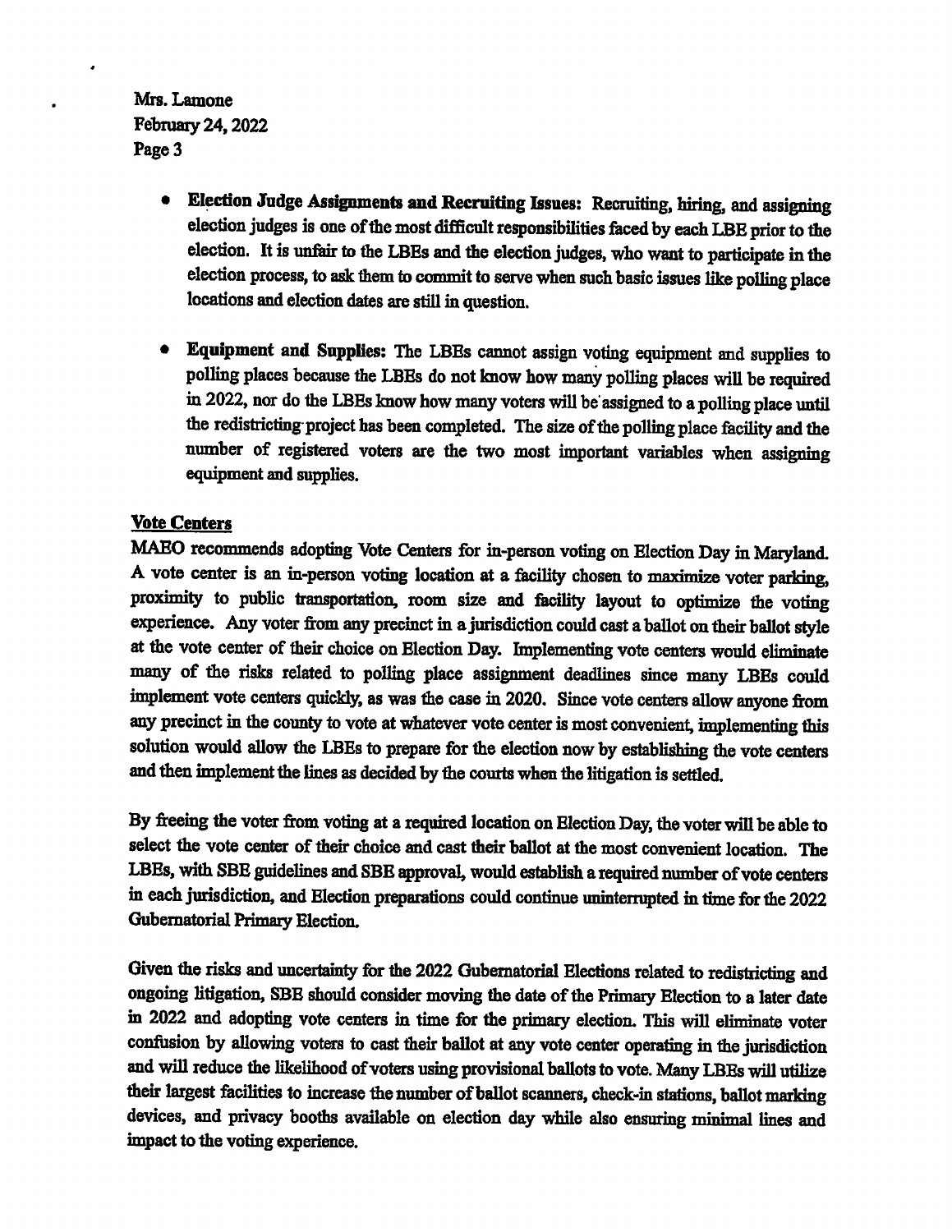- **Election Judge Assignments and Recruiting Issues:** Recruiting, hiring, and assigning election judges is one of the most difficult responsibilities faced by each LBE prior to the election. It is unfair to the LBEs and the election judges, who want to participate in the election process, to ask them to commit to serve when such basic issues like polling place locations and election dates are still in question.

- **Equipment and Supplies:** The LBEs cannot assign voting equipment and supplies to polling places because the LBEs do not know how many polling places will be required in 2022, nor do the LBEs know how many voters will be assigned to a polling place until the redistricting project has been completed. The size of the polling place facility and the number of registered voters are the two most important variables when assigning equipment and supplies.

**Vote Centers**

MAEO recommends adopting Vote Centers for in-person voting on Election Day in Maryland. A vote center is an in-person voting location at a facility chosen to maximize voter parking, proximity to public transportation, room size and facility layout to optimize the voting experience. Any voter from any precinct in a jurisdiction could cast a ballot on their ballot style at the vote center of their choice on Election Day. Implementing vote centers would eliminate many of the risks related to polling place assignment deadlines since many LBEs could implement vote centers quickly, as was the case in 2020. Since vote centers allow anyone from any precinct in the county to vote at whatever vote center is most convenient, implementing this solution would allow the LBEs to prepare for the election now by establishing the vote centers and then implement the lines as decided by the courts when the litigation is settled.

By freeing the voter from voting at a required location on Election Day, the voter will be able to select the vote center of their choice and cast their ballot at the most convenient location. The LBEs, with SBE guidelines and SBE approval, would establish a required number of vote centers in each jurisdiction, and Election preparations could continue uninterrupted in time for the 2022 Gubernatorial Primary Election.

Given the risks and uncertainty for the 2022 Gubernatorial Elections related to redistricting and ongoing litigation, SBE should consider moving the date of the Primary Election to a later date in 2022 and adopting vote centers in time for the primary election. This will eliminate voter confusion by allowing voters to cast their ballot at any vote center operating in the jurisdiction and will reduce the likelihood of voters using provisional ballots to vote. Many LBEs will utilize their largest facilities to increase the number of ballot scanners, check-in stations, ballot marking devices, and privacy booths available on election day while also ensuring minimal lines and impact to the voting experience.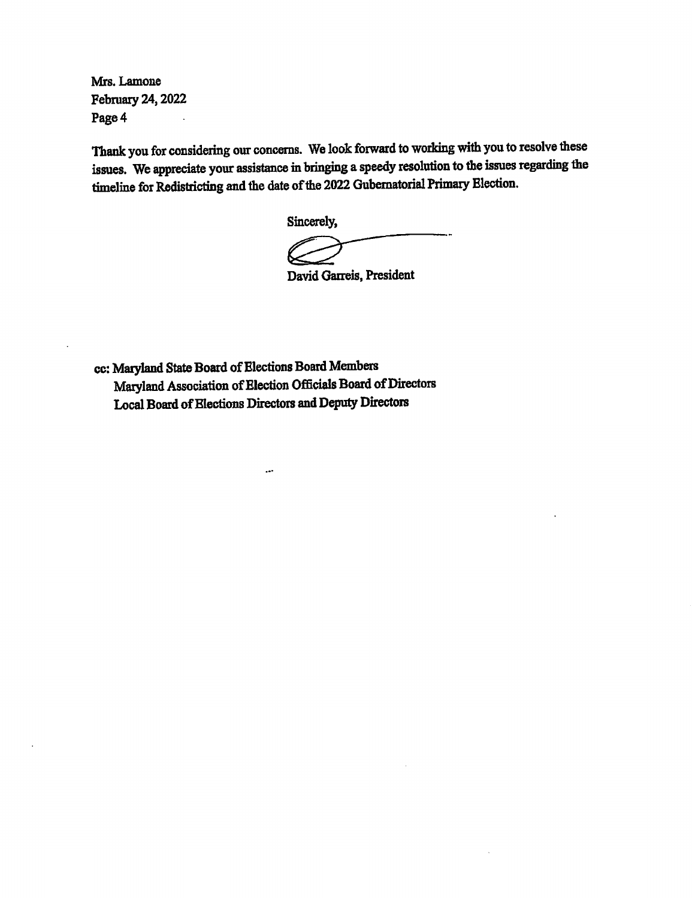Thank you for considering our concerns. We look forward to working with you to resolve these issues. We appreciate your assistance in bringing a speedy resolution to the issues regarding the timeline for Redistricting and the date of the 2022 Gubernatorial Primary Election.

Sincerely,

David Garreis, President

cc: Maryland State Board of Elections Board Members
Maryland Association of Election Officials Board of Directors
Local Board of Elections Directors and Deputy Directors